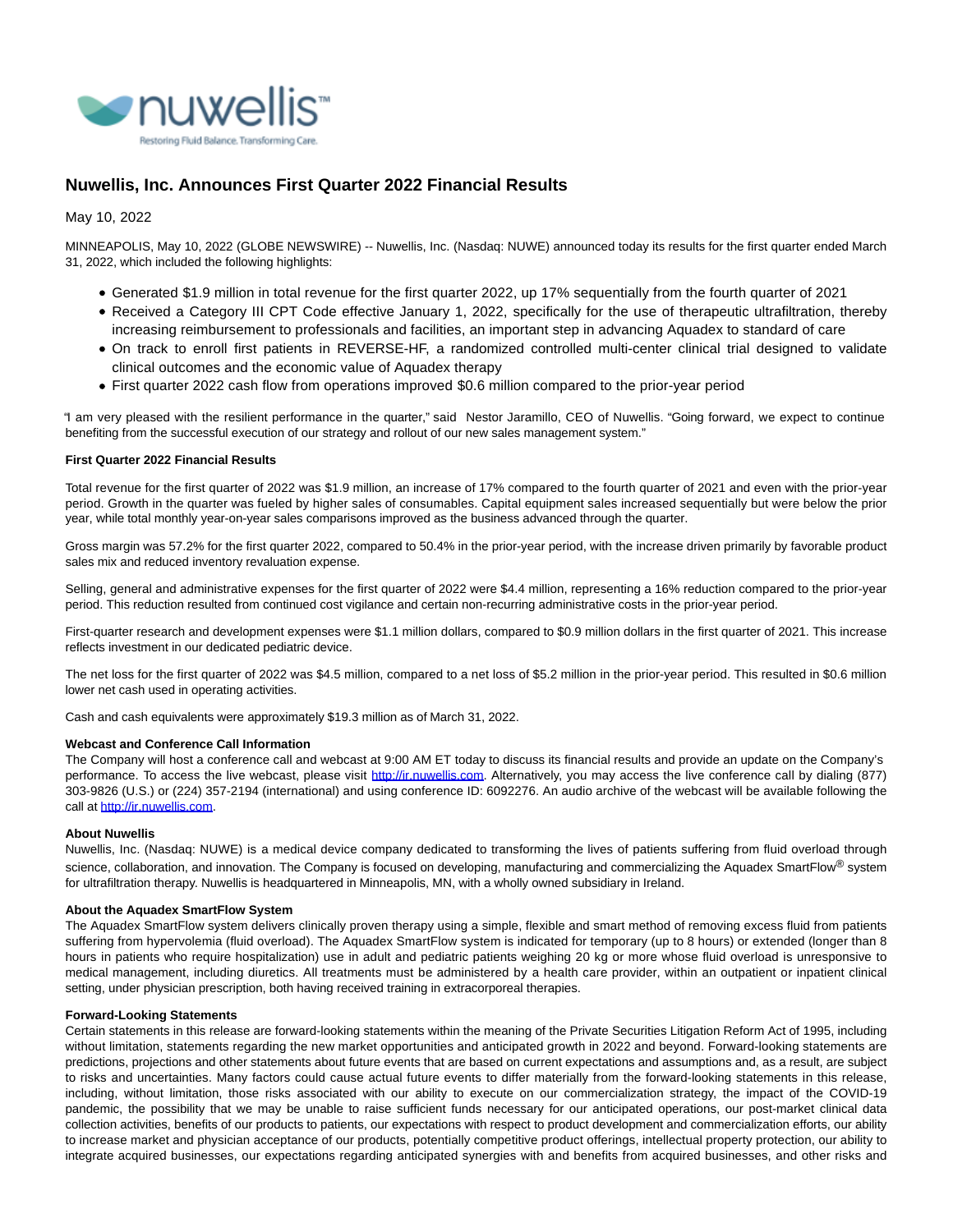# Nuwellis, Inc. Announces First Quarter 2022 Financial Results

May 10, 2022

MINNEAPOLIS, May 10, 2022 (GLOBE NEWSWIRE) -- Nuwellis, Inc. (Nasdaq: NUWE) announced today its results for the first quarter ended March 31, 2022, which included the following highlights:

- Generated $1.9 million in total revenue for the first quarter 2022, up 17% sequentially from the fourth quarter of 2021
- Received a Category III CPT Code effective January 1, 2022, specifically for the use of therapeutic ultrafiltration, thereby increasing reimbursement to professionals and facilities, an important step in advancing Aquadex to standard of care
- On track to enroll first patients in REVERSE-HF, a randomized controlled multi-center clinical trial designed to validate clinical outcomes and the economic value of Aquadex therapy
- First quarter 2022 cash flow from operations improved $0.6 million compared to the prior-year period

"I am very pleased with the resilient performance in the quarter," said Nestor Jaramillo, CEO of Nuwellis. "Going forward, we expect to continue benefiting from the successful execution of our strategy and rollout of our new sales management system."

**First Quarter 2022 Financial Results**

Total revenue for the first quarter of 2022 was $1.9 million, an increase of 17% compared to the fourth quarter of 2021 and even with the prior-year period. Growth in the quarter was fueled by higher sales of consumables. Capital equipment sales increased sequentially but were below the prior year, while total monthly year-on-year sales comparisons improved as the business advanced through the quarter.

Gross margin was 57.2% for the first quarter 2022, compared to 50.4% in the prior-year period, with the increase driven primarily by favorable product sales mix and reduced inventory revaluation expense.

Selling, general and administrative expenses for the first quarter of 2022 were $4.4 million, representing a 16% reduction compared to the prior-year period. This reduction resulted from continued cost vigilance and certain non-recurring administrative costs in the prior-year period.

First-quarter research and development expenses were $1.1 million dollars, compared to $0.9 million dollars in the first quarter of 2021. This increase reflects investment in our dedicated pediatric device.

The net loss for the first quarter of 2022 was $4.5 million, compared to a net loss of $5.2 million in the prior-year period. This resulted in $0.6 million lower net cash used in operating activities.

Cash and cash equivalents were approximately $19.3 million as of March 31, 2022.

**Webcast and Conference Call Information**

The Company will host a conference call and webcast at 9:00 AM ET today to discuss its financial results and provide an update on the Company's performance. To access the live webcast, please visit http://ir.nuwellis.com. Alternatively, you may access the live conference call by dialing (877) 303-9826 (U.S.) or (224) 357-2194 (international) and using conference ID: 6092276. An audio archive of the webcast will be available following the call at http://ir.nuwellis.com.

**About Nuwellis**

Nuwellis, Inc. (Nasdaq: NUWE) is a medical device company dedicated to transforming the lives of patients suffering from fluid overload through science, collaboration, and innovation. The Company is focused on developing, manufacturing and commercializing the Aquadex SmartFlow® system for ultrafiltration therapy. Nuwellis is headquartered in Minneapolis, MN, with a wholly owned subsidiary in Ireland.

**About the Aquadex SmartFlow System**

The Aquadex SmartFlow system delivers clinically proven therapy using a simple, flexible and smart method of removing excess fluid from patients suffering from hypervolemia (fluid overload). The Aquadex SmartFlow system is indicated for temporary (up to 8 hours) or extended (longer than 8 hours in patients who require hospitalization) use in adult and pediatric patients weighing 20 kg or more whose fluid overload is unresponsive to medical management, including diuretics. All treatments must be administered by a health care provider, within an outpatient or inpatient clinical setting, under physician prescription, both having received training in extracorporeal therapies.

**Forward-Looking Statements**

Certain statements in this release are forward-looking statements within the meaning of the Private Securities Litigation Reform Act of 1995, including without limitation, statements regarding the new market opportunities and anticipated growth in 2022 and beyond. Forward-looking statements are predictions, projections and other statements about future events that are based on current expectations and assumptions and, as a result, are subject to risks and uncertainties. Many factors could cause actual future events to differ materially from the forward-looking statements in this release, including, without limitation, those risks associated with our ability to execute on our commercialization strategy, the impact of the COVID-19 pandemic, the possibility that we may be unable to raise sufficient funds necessary for our anticipated operations, our post-market clinical data collection activities, benefits of our products to patients, our expectations with respect to product development and commercialization efforts, our ability to increase market and physician acceptance of our products, potentially competitive product offerings, intellectual property protection, our ability to integrate acquired businesses, our expectations regarding anticipated synergies with and benefits from acquired businesses, and other risks and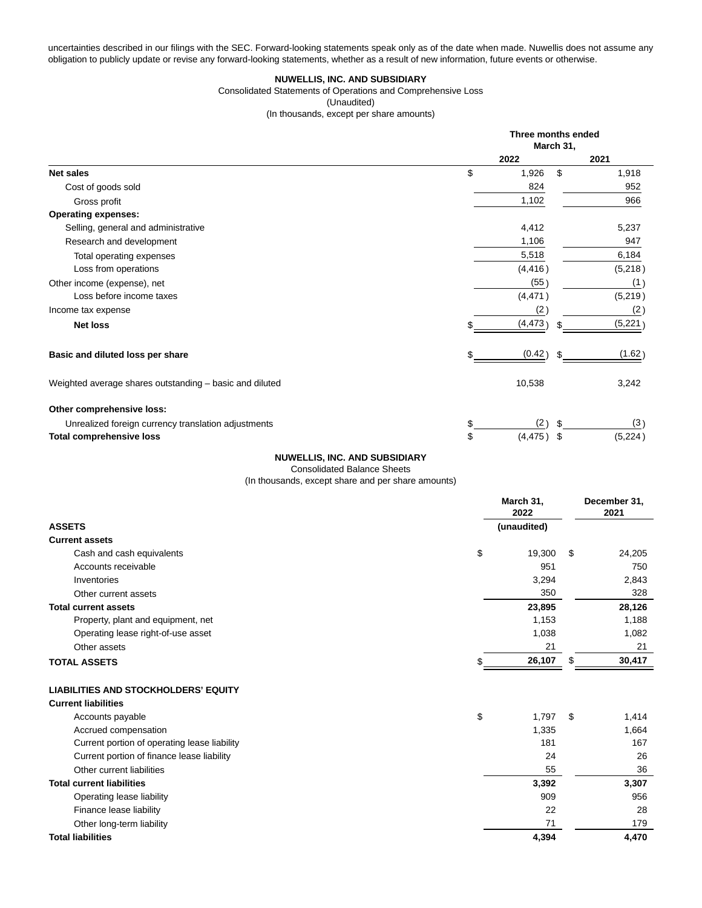uncertainties described in our filings with the SEC. Forward-looking statements speak only as of the date when made. Nuwellis does not assume any obligation to publicly update or revise any forward-looking statements, whether as a result of new information, future events or otherwise.

**NUWELLIS, INC. AND SUBSIDIARY**

Consolidated Statements of Operations and Comprehensive Loss

(Unaudited)

(In thousands, except per share amounts)

| | Three months ended March 31, | |
|---|---|---|
| | 2022 | 2021 |
| **Net sales** | $ 1,926 | $ 1,918 |
| Cost of goods sold | 824 | 952 |
| Gross profit | 1,102 | 966 |
| **Operating expenses:** | | |
| Selling, general and administrative | 4,412 | 5,237 |
| Research and development | 1,106 | 947 |
| Total operating expenses | 5,518 | 6,184 |
| Loss from operations | (4,416) | (5,218) |
| Other income (expense), net | (55) | (1) |
| Loss before income taxes | (4,471) | (5,219) |
| Income tax expense | (2) | (2) |
| **Net loss** | $ (4,473) | $ (5,221) |
| **Basic and diluted loss per share** | $ (0.42) | $ (1.62) |
| Weighted average shares outstanding – basic and diluted | 10,538 | 3,242 |
| **Other comprehensive loss:** | | |
| Unrealized foreign currency translation adjustments | $ (2) | $ (3) |
| **Total comprehensive loss** | $ (4,475) | $ (5,224) |

**NUWELLIS, INC. AND SUBSIDIARY**

Consolidated Balance Sheets

(In thousands, except share and per share amounts)

| | March 31, 2022 | December 31, 2021 |
|---|---|---|
| **ASSETS** | (unaudited) | |
| **Current assets** | | |
| Cash and cash equivalents | $ 19,300 | $ 24,205 |
| Accounts receivable | 951 | 750 |
| Inventories | 3,294 | 2,843 |
| Other current assets | 350 | 328 |
| **Total current assets** | **23,895** | **28,126** |
| Property, plant and equipment, net | 1,153 | 1,188 |
| Operating lease right-of-use asset | 1,038 | 1,082 |
| Other assets | 21 | 21 |
| **TOTAL ASSETS** | $ **26,107** | $ **30,417** |
| **LIABILITIES AND STOCKHOLDERS' EQUITY** | | |
| **Current liabilities** | | |
| Accounts payable | $ 1,797 | $ 1,414 |
| Accrued compensation | 1,335 | 1,664 |
| Current portion of operating lease liability | 181 | 167 |
| Current portion of finance lease liability | 24 | 26 |
| Other current liabilities | 55 | 36 |
| **Total current liabilities** | **3,392** | **3,307** |
| Operating lease liability | 909 | 956 |
| Finance lease liability | 22 | 28 |
| Other long-term liability | 71 | 179 |
| **Total liabilities** | **4,394** | **4,470** |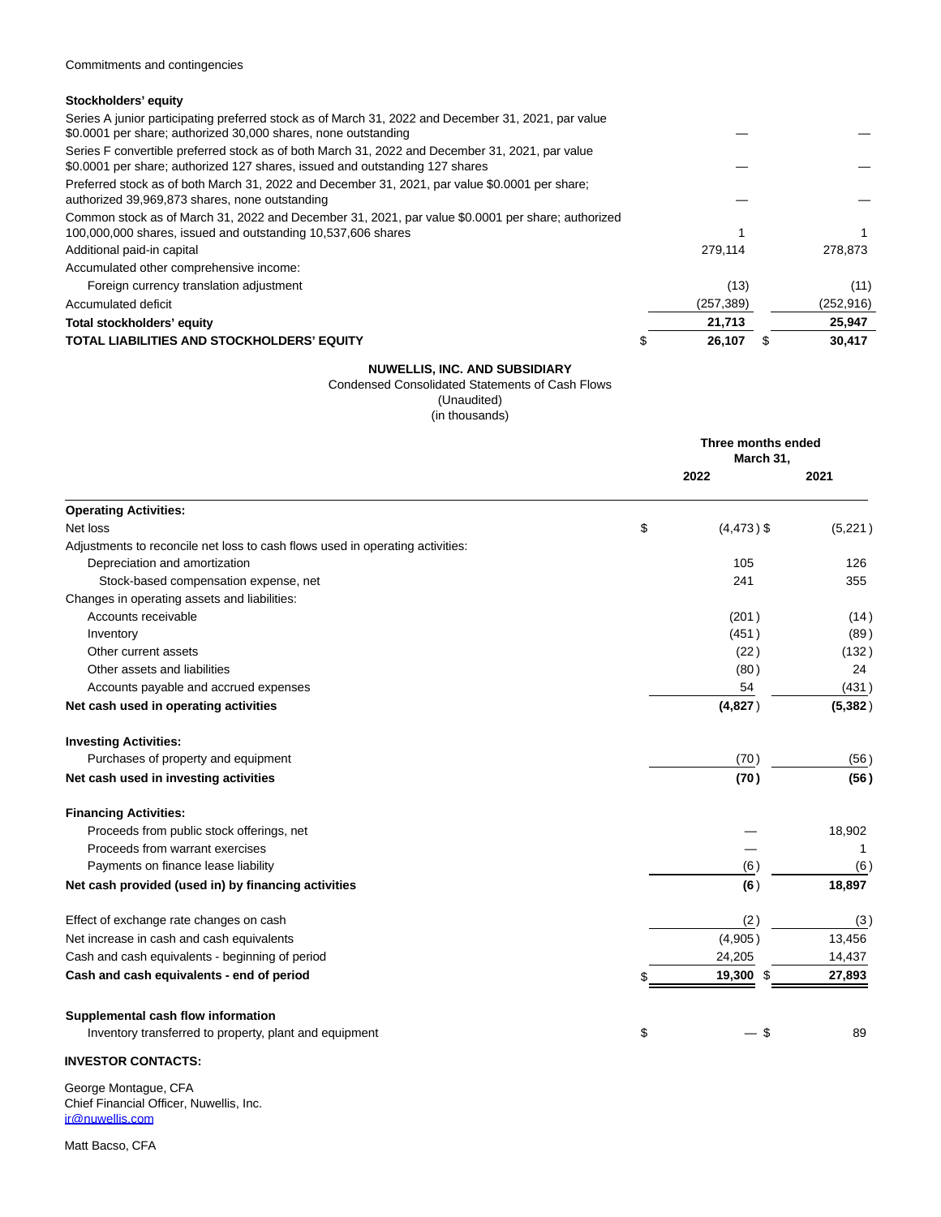Commitments and contingencies

| **Stockholders' equity** | | |
|---|---|---|
| Series A junior participating preferred stock as of March 31, 2022 and December 31, 2021, par value $0.0001 per share; authorized 30,000 shares, none outstanding | — | — |
| Series F convertible preferred stock as of both March 31, 2022 and December 31, 2021, par value $0.0001 per share; authorized 127 shares, issued and outstanding 127 shares | — | — |
| Preferred stock as of both March 31, 2022 and December 31, 2021, par value $0.0001 per share; authorized 39,969,873 shares, none outstanding | — | — |
| Common stock as of March 31, 2022 and December 31, 2021, par value $0.0001 per share; authorized 100,000,000 shares, issued and outstanding 10,537,606 shares | 1 | 1 |
| Additional paid-in capital | 279,114 | 278,873 |
| Accumulated other comprehensive income: | | |
| Foreign currency translation adjustment | (13) | (11) |
| Accumulated deficit | (257,389) | (252,916) |
| **Total stockholders' equity** | **21,713** | **25,947** |
| **TOTAL LIABILITIES AND STOCKHOLDERS' EQUITY** | **$ 26,107** | **$ 30,417** |

**NUWELLIS, INC. AND SUBSIDIARY**

Condensed Consolidated Statements of Cash Flows

(Unaudited)

(in thousands)

| | Three months ended March 31, | |
|---|---|---|
| | 2022 | 2021 |
| **Operating Activities:** | | |
| Net loss | $ (4,473) | $ (5,221) |
| Adjustments to reconcile net loss to cash flows used in operating activities: | | |
| Depreciation and amortization | 105 | 126 |
| Stock-based compensation expense, net | 241 | 355 |
| Changes in operating assets and liabilities: | | |
| Accounts receivable | (201) | (14) |
| Inventory | (451) | (89) |
| Other current assets | (22) | (132) |
| Other assets and liabilities | (80) | 24 |
| Accounts payable and accrued expenses | 54 | (431) |
| **Net cash used in operating activities** | **(4,827)** | **(5,382)** |
| **Investing Activities:** | | |
| Purchases of property and equipment | (70) | (56) |
| **Net cash used in investing activities** | **(70)** | **(56)** |
| **Financing Activities:** | | |
| Proceeds from public stock offerings, net | — | 18,902 |
| Proceeds from warrant exercises | — | 1 |
| Payments on finance lease liability | (6) | (6) |
| **Net cash provided (used in) by financing activities** | **(6)** | **18,897** |
| Effect of exchange rate changes on cash | (2) | (3) |
| Net increase in cash and cash equivalents | (4,905) | 13,456 |
| Cash and cash equivalents - beginning of period | 24,205 | 14,437 |
| **Cash and cash equivalents - end of period** | **$ 19,300** | **$ 27,893** |
| **Supplemental cash flow information** | | |
| Inventory transferred to property, plant and equipment | $ — | $ 89 |

**INVESTOR CONTACTS:**

George Montague, CFA
Chief Financial Officer, Nuwellis, Inc.
ir@nuwellis.com

Matt Bacso, CFA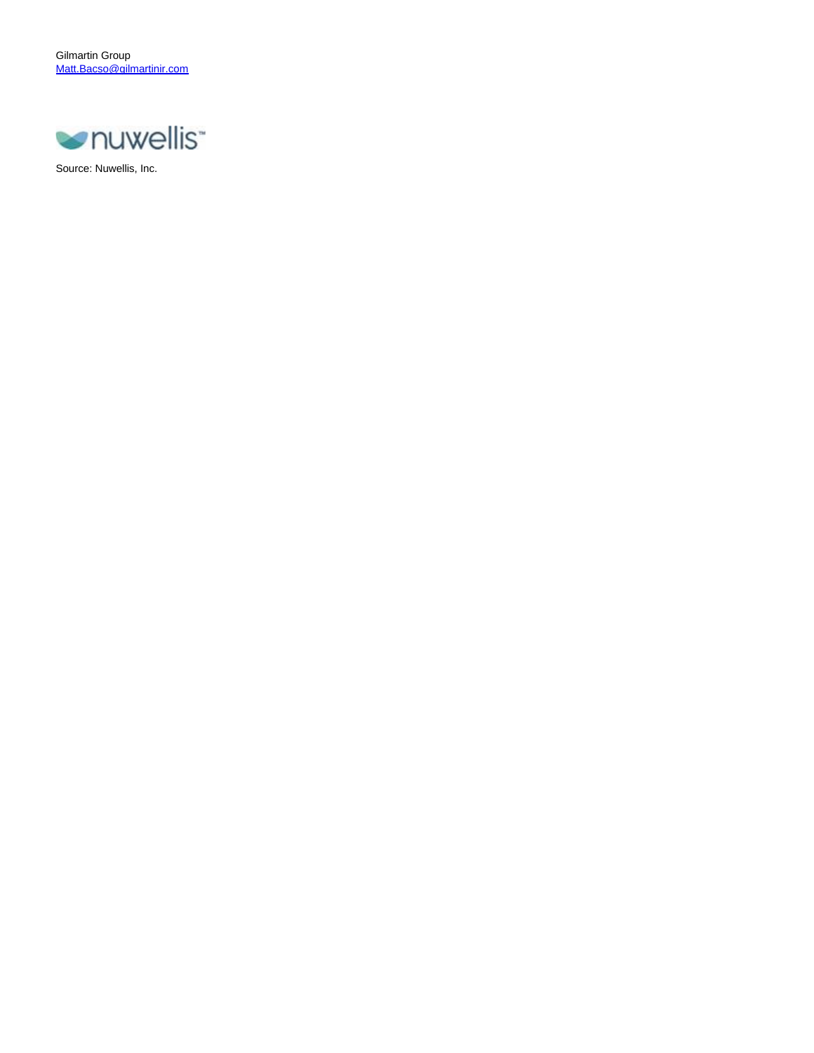Gilmartin Group
Matt.Bacso@gilmartinir.com

Source: Nuwellis, Inc.